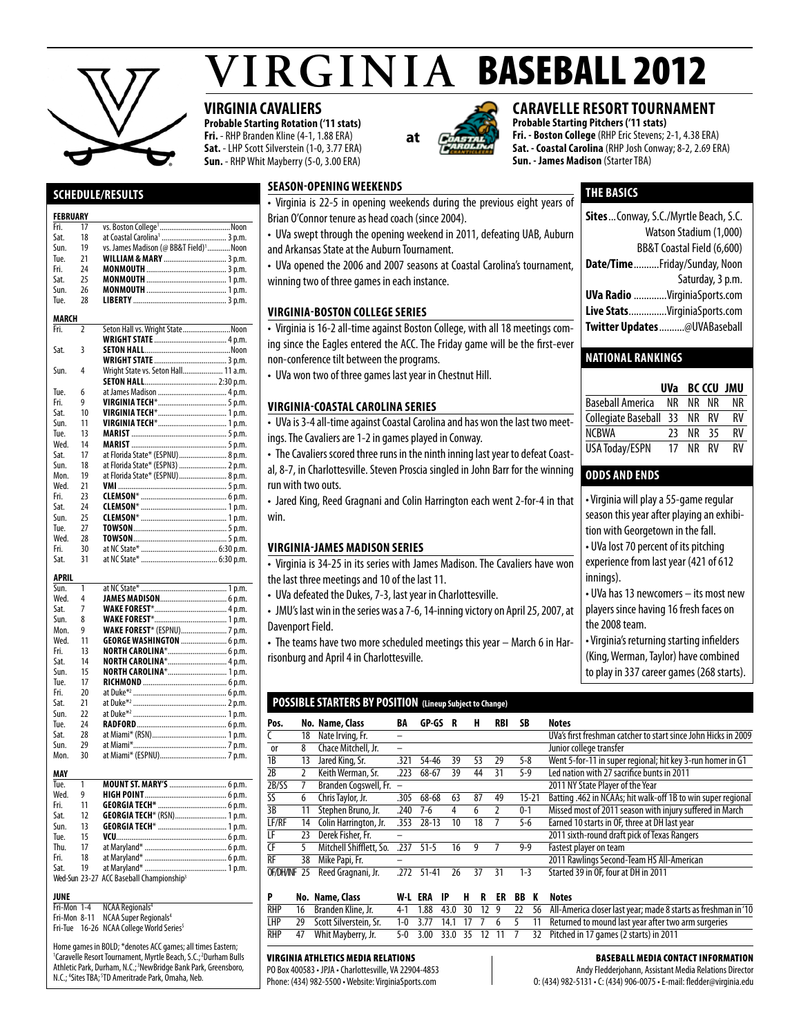# VIRGINIA BASEBALL 2012

## VIRGINIA CAVALIERS

**Probable Starting Rotation ('11 stats)**
**Fri.** - RHP Branden Kline (4-1, 1.88 ERA)
**Sat.** - LHP Scott Silverstein (1-0, 3.77 ERA)
**Sun.** - RHP Whit Mayberry (5-0, 3.00 ERA)

**at**

## CARAVELLE RESORT TOURNAMENT

**Probable Starting Pitchers ('11 stats)**
**Fri. - Boston College** (RHP Eric Stevens; 2-1, 4.38 ERA)
**Sat. - Coastal Carolina** (RHP Josh Conway; 8-2, 2.69 ERA)
**Sun. - James Madison** (Starter TBA)

## SCHEDULE/RESULTS

**FEBRUARY**

| | | |
|---|---|---|
| Fri. | 17 | vs. Boston College[1] ..... Noon |
| Sat. | 18 | at Coastal Carolina[1] ..... 3 p.m. |
| Sun. | 19 | vs. James Madison (@ BB&T Field)[1] ..... Noon |
| Tue. | 21 | **WILLIAM & MARY** ..... 3 p.m. |
| Fri. | 24 | **MONMOUTH** ..... 3 p.m. |
| Sat. | 25 | **MONMOUTH** ..... 1 p.m. |
| Sun. | 26 | **MONMOUTH** ..... 1 p.m. |
| Tue. | 28 | **LIBERTY** ..... 3 p.m. |

**MARCH**

| | | |
|---|---|---|
| Fri. | 2 | Seton Hall vs. Wright State ..... Noon |
| | | **WRIGHT STATE** ..... 4 p.m. |
| Sat. | 3 | **SETON HALL** ..... Noon |
| | | **WRIGHT STATE** ..... 4 p.m. |
| Sun. | 4 | Wright State vs. Seton Hall ..... 11 a.m. |
| | | **SETON HALL** ..... 2:30 p.m. |
| Tue. | 6 | at James Madison ..... 4 p.m. |
| Fri. | 9 | **VIRGINIA TECH*** ..... 5 p.m. |
| Sat. | 10 | **VIRGINIA TECH*** ..... 1 p.m. |
| Sun. | 11 | **VIRGINIA TECH*** ..... 1 p.m. |
| Tue. | 13 | **MARIST** ..... 5 p.m. |
| Wed. | 14 | **MARIST** ..... 5 p.m. |
| Sat. | 17 | at Florida State* (ESPNU) ..... 8 p.m. |
| Sun. | 18 | at Florida State* (ESPN3) ..... 2 p.m. |
| Mon. | 19 | at Florida State* (ESPNU) ..... 8 p.m. |
| Wed. | 21 | **VMI** ..... 5 p.m. |
| Fri. | 23 | **CLEMSON*** ..... 6 p.m. |
| Sat. | 24 | **CLEMSON*** ..... 1 p.m. |
| Sun. | 25 | **CLEMSON*** ..... 1 p.m. |
| Tue. | 27 | **TOWSON** ..... 5 p.m. |
| Wed. | 28 | **TOWSON** ..... 5 p.m. |
| Fri. | 30 | at NC State* ..... 6:30 p.m. |
| Sat. | 31 | at NC State* ..... 6:30 p.m. |

**APRIL**

| | | |
|---|---|---|
| Sun. | 1 | at NC State* ..... 1 p.m. |
| Wed. | 4 | **JAMES MADISON** ..... 6 p.m. |
| Sat. | 7 | **WAKE FOREST*** ..... 4 p.m. |
| Sun. | 8 | **WAKE FOREST*** ..... 1 p.m. |
| Mon. | 9 | **WAKE FOREST*** (ESPNU) ..... 7 p.m. |
| Wed. | 11 | **GEORGE WASHINGTON** ..... 6 p.m. |
| Fri. | 13 | **NORTH CAROLINA*** ..... 6 p.m. |
| Sat. | 14 | **NORTH CAROLINA*** ..... 4 p.m. |
| Sun. | 15 | **NORTH CAROLINA*** ..... 1 p.m. |
| Tue. | 17 | **RICHMOND** ..... 6 p.m. |
| Fri. | 20 | at Duke*[2] ..... 6 p.m. |
| Sat. | 21 | at Duke*[2] ..... 2 p.m. |
| Sun. | 22 | at Duke*[2] ..... 1 p.m. |
| Tue. | 24 | **RADFORD** ..... 6 p.m. |
| Sat. | 28 | at Miami* (RSN) ..... 1 p.m. |
| Sun. | 29 | at Miami* ..... 7 p.m. |
| Mon. | 30 | at Miami* (ESPNU) ..... 7 p.m. |

**MAY**

| | | |
|---|---|---|
| Tue. | 1 | **MOUNT ST. MARY'S** ..... 6 p.m. |
| Wed. | 9 | **HIGH POINT** ..... 6 p.m. |
| Fri. | 11 | **GEORGIA TECH*** ..... 6 p.m. |
| Sat. | 12 | **GEORGIA TECH*** (RSN) ..... 1 p.m. |
| Sun. | 13 | **GEORGIA TECH*** ..... 1 p.m. |
| Tue. | 15 | **VCU** ..... 6 p.m. |
| Thu. | 17 | at Maryland* ..... 6 p.m. |
| Fri. | 18 | at Maryland* ..... 6 p.m. |
| Sat. | 19 | at Maryland* ..... 1 p.m. |
| Wed-Sun | 23-27 | ACC Baseball Championship[3] |

**JUNE**

| | |
|---|---|
| Fri-Mon 1-4 | NCAA Regionals[4] |
| Fri-Mon 8-11 | NCAA Super Regionals[4] |
| Fri-Tue 16-26 | NCAA College World Series[5] |

Home games in BOLD; *denotes ACC games; all times Eastern; [1]Caravelle Resort Tournament, Myrtle Beach, S.C.; [2]Durham Bulls Athletic Park, Durham, N.C.; [3]NewBridge Bank Park, Greensboro, N.C.; [4]Sites TBA; [5]TD Ameritrade Park, Omaha, Neb.

## SEASON-OPENING WEEKENDS

- Virginia is 22-5 in opening weekends during the previous eight years of Brian O'Connor tenure as head coach (since 2004).
- UVa swept through the opening weekend in 2011, defeating UAB, Auburn and Arkansas State at the Auburn Tournament.
- UVa opened the 2006 and 2007 seasons at Coastal Carolina's tournament, winning two of three games in each instance.

## VIRGINIA-BOSTON COLLEGE SERIES

- Virginia is 16-2 all-time against Boston College, with all 18 meetings coming since the Eagles entered the ACC. The Friday game will be the first-ever non-conference tilt between the programs.
- UVa won two of three games last year in Chestnut Hill.

## VIRGINIA-COASTAL CAROLINA SERIES

- UVa is 3-4 all-time against Coastal Carolina and has won the last two meetings. The Cavaliers are 1-2 in games played in Conway.
- The Cavaliers scored three runs in the ninth inning last year to defeat Coastal, 8-7, in Charlottesville. Steven Proscia singled in John Barr for the winning run with two outs.
- Jared King, Reed Gragnani and Colin Harrington each went 2-for-4 in that win.

## VIRGINIA-JAMES MADISON SERIES

- Virginia is 34-25 in its series with James Madison. The Cavaliers have won the last three meetings and 10 of the last 11.
- UVa defeated the Dukes, 7-3, last year in Charlottesville.
- JMU's last win in the series was a 7-6, 14-inning victory on April 25, 2007, at Davenport Field.
- The teams have two more scheduled meetings this year – March 6 in Harrisonburg and April 4 in Charlottesville.

## THE BASICS

**Sites**...Conway, S.C./Myrtle Beach, S.C.
Watson Stadium (1,000)
BB&T Coastal Field (6,600)
**Date/Time**..........Friday/Sunday, Noon
Saturday, 3 p.m.
**UVa Radio** .............VirginiaSports.com
**Live Stats**...............VirginiaSports.com
**Twitter Updates**..........@UVABaseball

## NATIONAL RANKINGS

| | UVa | BC | CCU | JMU |
|---|---|---|---|---|
| Baseball America | NR | NR | NR | NR |
| Collegiate Baseball | 33 | NR | RV | RV |
| NCBWA | 23 | NR | 35 | RV |
| USA Today/ESPN | 17 | NR | RV | RV |

## ODDS AND ENDS

- Virginia will play a 55-game regular season this year after playing an exhibition with Georgetown in the fall.
- UVa lost 70 percent of its pitching experience from last year (421 of 612 innings).
- UVa has 13 newcomers – its most new players since having 16 fresh faces on the 2008 team.
- Virginia's returning starting infielders (King, Werman, Taylor) have combined to play in 337 career games (268 starts).

## POSSIBLE STARTERS BY POSITION (Lineup Subject to Change)

| Pos. | No. | Name, Class | BA | GP-GS | R | H | RBI | SB | Notes |
|---|---|---|---|---|---|---|---|---|---|
| C | 18 | Nate Irving, Fr. | – | | | | | | UVa's first freshman catcher to start since John Hicks in 2009 |
| or | 8 | Chace Mitchell, Jr. | – | | | | | | Junior college transfer |
| 1B | 13 | Jared King, Sr. | .321 | 54-46 | 39 | 53 | 29 | 5-8 | Went 5-for-11 in super regional; hit key 3-run homer in G1 |
| 2B | 2 | Keith Werman, Sr. | .223 | 68-67 | 39 | 44 | 31 | 5-9 | Led nation with 27 sacrifice bunts in 2011 |
| 2B/SS | 7 | Branden Cogswell, Fr. | – | | | | | | 2011 NY State Player of the Year |
| SS | 6 | Chris Taylor, Jr. | .305 | 68-68 | 63 | 87 | 49 | 15-21 | Batting .462 in NCAAs; hit walk-off 1B to win super regional |
| 3B | 11 | Stephen Bruno, Jr. | .240 | 7-6 | 4 | 6 | 2 | 0-1 | Missed most of 2011 season with injury suffered in March |
| LF/RF | 14 | Colin Harrington, Jr. | .353 | 28-13 | 10 | 18 | 7 | 5-6 | Earned 10 starts in OF, three at DH last year |
| LF | 23 | Derek Fisher, Fr. | – | | | | | | 2011 sixth-round draft pick of Texas Rangers |
| CF | 5 | Mitchell Shifflett, So. | .237 | 51-5 | 16 | 9 | 7 | 9-9 | Fastest player on team |
| RF | 38 | Mike Papi, Fr. | – | | | | | | 2011 Rawlings Second-Team HS All-American |
| OF/DH/INF | 25 | Reed Gragnani, Jr. | .272 | 51-41 | 26 | 37 | 31 | 1-3 | Started 39 in OF, four at DH in 2011 |

| P | No. | Name, Class | W-L | ERA | IP | H | R | ER | BB | K | Notes |
|---|---|---|---|---|---|---|---|---|---|---|---|
| RHP | 16 | Branden Kline, Jr. | 4-1 | 1.88 | 43.0 | 30 | 12 | 9 | 22 | 56 | All-America closer last year; made 8 starts as freshman in '10 |
| LHP | 29 | Scott Silverstein, Sr. | 1-0 | 3.77 | 14.1 | 17 | 7 | 6 | 5 | 11 | Returned to mound last year after two arm surgeries |
| RHP | 47 | Whit Mayberry, Jr. | 5-0 | 3.00 | 33.0 | 35 | 12 | 11 | 7 | 32 | Pitched in 17 games (2 starts) in 2011 |

**VIRGINIA ATHLETICS MEDIA RELATIONS**
PO Box 400583 • JPJA • Charlottesville, VA 22904-4853
Phone: (434) 982-5500 • Website: VirginiaSports.com

**BASEBALL MEDIA CONTACT INFORMATION**
Andy Fledderjohann, Assistant Media Relations Director
O: (434) 982-5131 • C: (434) 906-0075 • E-mail: fledder@virginia.edu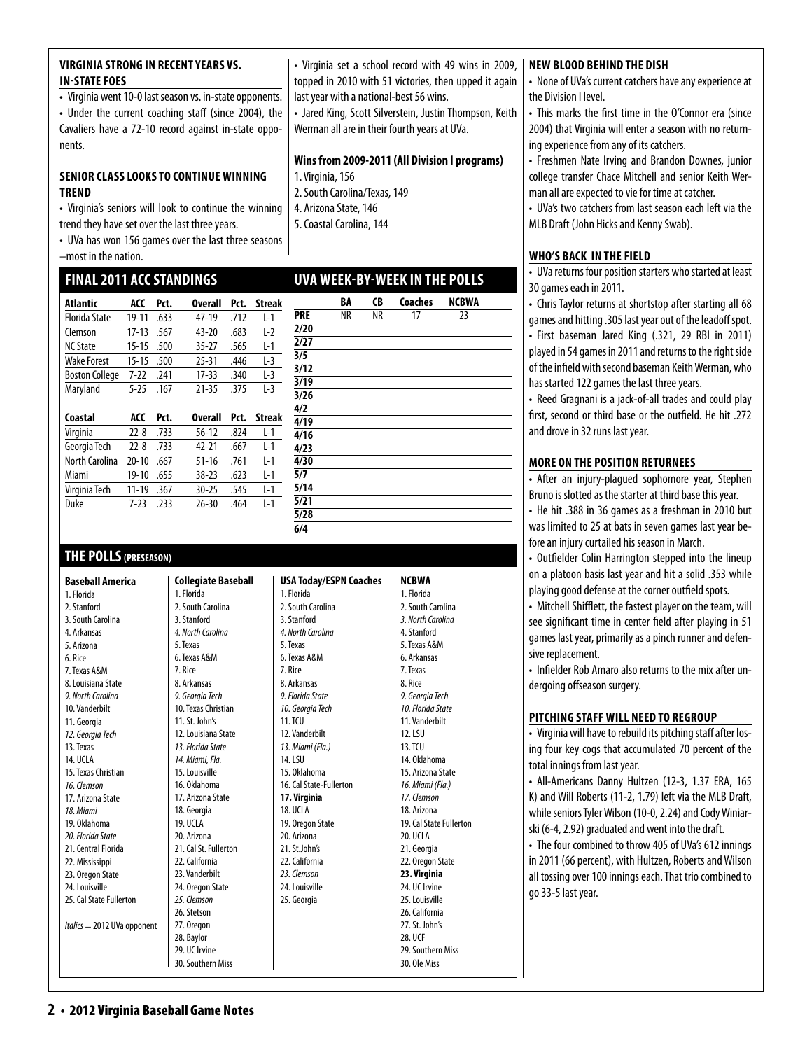### VIRGINIA STRONG IN RECENT YEARS VS. IN-STATE FOES

• Virginia went 10-0 last season vs. in-state opponents.
• Under the current coaching staff (since 2004), the Cavaliers have a 72-10 record against in-state opponents.

### SENIOR CLASS LOOKS TO CONTINUE WINNING TREND

• Virginia's seniors will look to continue the winning trend they have set over the last three years.
• UVa has won 156 games over the last three seasons –most in the nation.
• Virginia set a school record with 49 wins in 2009, topped in 2010 with 51 victories, then upped it again last year with a national-best 56 wins.
• Jared King, Scott Silverstein, Justin Thompson, Keith Werman all are in their fourth years at UVa.

**Wins from 2009-2011 (All Division I programs)**
1. Virginia, 156
2. South Carolina/Texas, 149
4. Arizona State, 146
5. Coastal Carolina, 144

## FINAL 2011 ACC STANDINGS

| Atlantic | ACC | Pct. | Overall | Pct. | Streak |
|---|---|---|---|---|---|
| Florida State | 19-11 | .633 | 47-19 | .712 | L-1 |
| Clemson | 17-13 | .567 | 43-20 | .683 | L-2 |
| NC State | 15-15 | .500 | 35-27 | .565 | L-1 |
| Wake Forest | 15-15 | .500 | 25-31 | .446 | L-3 |
| Boston College | 7-22 | .241 | 17-33 | .340 | L-3 |
| Maryland | 5-25 | .167 | 21-35 | .375 | L-3 |

| Coastal | ACC | Pct. | Overall | Pct. | Streak |
|---|---|---|---|---|---|
| Virginia | 22-8 | .733 | 56-12 | .824 | L-1 |
| Georgia Tech | 22-8 | .733 | 42-21 | .667 | L-1 |
| North Carolina | 20-10 | .667 | 51-16 | .761 | L-1 |
| Miami | 19-10 | .655 | 38-23 | .623 | L-1 |
| Virginia Tech | 11-19 | .367 | 30-25 | .545 | L-1 |
| Duke | 7-23 | .233 | 26-30 | .464 | L-1 |

## UVA WEEK-BY-WEEK IN THE POLLS

| | BA | CB | Coaches | NCBWA |
|---|---|---|---|---|
| PRE | NR | NR | 17 | 23 |
| 2/20 | | | | |
| 2/27 | | | | |
| 3/5 | | | | |
| 3/12 | | | | |
| 3/19 | | | | |
| 3/26 | | | | |
| 4/2 | | | | |
| 4/19 | | | | |
| 4/16 | | | | |
| 4/23 | | | | |
| 4/30 | | | | |
| 5/7 | | | | |
| 5/14 | | | | |
| 5/21 | | | | |
| 5/28 | | | | |
| 6/4 | | | | |

## THE POLLS (PRESEASON)

| Baseball America | Collegiate Baseball | USA Today/ESPN Coaches | NCBWA |
|---|---|---|---|
| 1. Florida | 1. Florida | 1. Florida | 1. Florida |
| 2. Stanford | 2. South Carolina | 2. South Carolina | 2. South Carolina |
| 3. South Carolina | 3. Stanford | 3. Stanford | *3. North Carolina* |
| 4. Arkansas | *4. North Carolina* | *4. North Carolina* | 4. Stanford |
| 5. Arizona | 5. Texas | 5. Texas | 5. Texas A&M |
| 6. Rice | 6. Texas A&M | 6. Texas A&M | 6. Arkansas |
| 7. Texas A&M | 7. Rice | 7. Rice | 7. Texas |
| 8. Louisiana State | 8. Arkansas | 8. Arkansas | 8. Rice |
| *9. North Carolina* | *9. Georgia Tech* | *9. Florida State* | *9. Georgia Tech* |
| 10. Vanderbilt | 10. Texas Christian | *10. Georgia Tech* | *10. Florida State* |
| 11. Georgia | 11. St. John's | 11. TCU | 11. Vanderbilt |
| *12. Georgia Tech* | 12. Louisiana State | 12. Vanderbilt | 12. LSU |
| 13. Texas | *13. Florida State* | *13. Miami (Fla.)* | 13. TCU |
| 14. UCLA | *14. Miami, Fla.* | 14. LSU | 14. Oklahoma |
| 15. Texas Christian | 15. Louisville | 15. Oklahoma | 15. Arizona State |
| *16. Clemson* | 16. Oklahoma | 16. Cal State-Fullerton | *16. Miami (Fla.)* |
| 17. Arizona State | 17. Arizona State | **17. Virginia** | *17. Clemson* |
| *18. Miami* | 18. Georgia | 18. UCLA | 18. Arizona |
| 19. Oklahoma | 19. UCLA | 19. Oregon State | 19. Cal State Fullerton |
| *20. Florida State* | 20. Arizona | 20. Arizona | 20. UCLA |
| 21. Central Florida | 21. Cal St. Fullerton | 21. St.John's | 21. Georgia |
| 22. Mississippi | 22. California | 22. California | 22. Oregon State |
| 23. Oregon State | 23. Vanderbilt | *23. Clemson* | **23. Virginia** |
| 24. Louisville | 24. Oregon State | 24. Louisville | 24. UC Irvine |
| 25. Cal State Fullerton | *25. Clemson* | 25. Georgia | 25. Louisville |
| | 26. Stetson | | 26. California |
| *Italics* = 2012 UVa opponent | 27. Oregon | | 27. St. John's |
| | 28. Baylor | | 28. UCF |
| | 29. UC Irvine | | 29. Southern Miss |
| | 30. Southern Miss | | 30. Ole Miss |

### NEW BLOOD BEHIND THE DISH

• None of UVa's current catchers have any experience at the Division I level.
• This marks the first time in the O'Connor era (since 2004) that Virginia will enter a season with no returning experience from any of its catchers.
• Freshmen Nate Irving and Brandon Downes, junior college transfer Chace Mitchell and senior Keith Werman all are expected to vie for time at catcher.
• UVa's two catchers from last season each left via the MLB Draft (John Hicks and Kenny Swab).

### WHO'S BACK IN THE FIELD

• UVa returns four position starters who started at least 30 games each in 2011.
• Chris Taylor returns at shortstop after starting all 68 games and hitting .305 last year out of the leadoff spot.
• First baseman Jared King (.321, 29 RBI in 2011) played in 54 games in 2011 and returns to the right side of the infield with second baseman Keith Werman, who has started 122 games the last three years.
• Reed Gragnani is a jack-of-all trades and could play first, second or third base or the outfield. He hit .272 and drove in 32 runs last year.

### MORE ON THE POSITION RETURNEES

• After an injury-plagued sophomore year, Stephen Bruno is slotted as the starter at third base this year.
• He hit .388 in 36 games as a freshman in 2010 but was limited to 25 at bats in seven games last year before an injury curtailed his season in March.
• Outfielder Colin Harrington stepped into the lineup on a platoon basis last year and hit a solid .353 while playing good defense at the corner outfield spots.
• Mitchell Shifflett, the fastest player on the team, will see significant time in center field after playing in 51 games last year, primarily as a pinch runner and defensive replacement.
• Infielder Rob Amaro also returns to the mix after undergoing offseason surgery.

### PITCHING STAFF WILL NEED TO REGROUP

• Virginia will have to rebuild its pitching staff after losing four key cogs that accumulated 70 percent of the total innings from last year.
• All-Americans Danny Hultzen (12-3, 1.37 ERA, 165 K) and Will Roberts (11-2, 1.79) left via the MLB Draft, while seniors Tyler Wilson (10-0, 2.24) and Cody Winiarski (6-4, 2.92) graduated and went into the draft.
• The four combined to throw 405 of UVa's 612 innings in 2011 (66 percent), with Hultzen, Roberts and Wilson all tossing over 100 innings each. That trio combined to go 33-5 last year.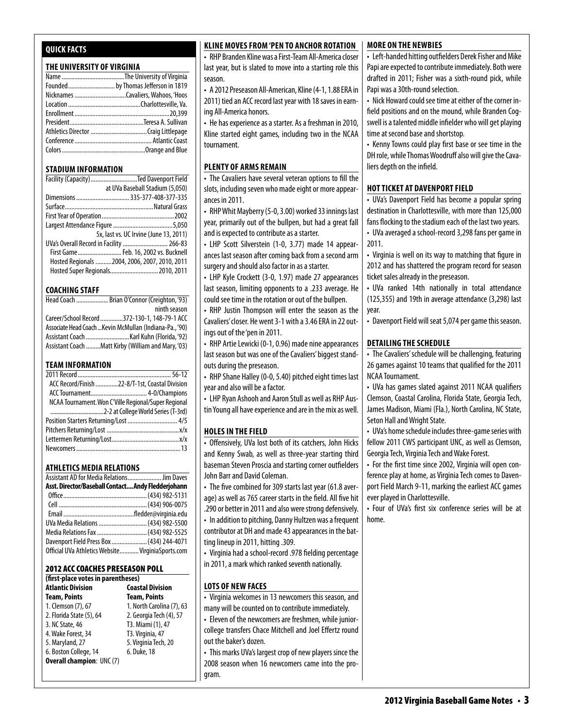## QUICK FACTS

### THE UNIVERSITY OF VIRGINIA

| | |
|---|---|
| Name | The University of Virginia |
| Founded | by Thomas Jefferson in 1819 |
| Nicknames | Cavaliers, Wahoos, 'Hoos |
| Location | Charlottesville, Va. |
| Enrollment | 20,399 |
| President | Teresa A. Sullivan |
| Athletics Director | Craig Littlepage |
| Conference | Atlantic Coast |
| Colors | Orange and Blue |

### STADIUM INFORMATION

| | |
|---|---|
| Facility (Capacity) | Ted Davenport Field at UVa Baseball Stadium (5,050) |
| Dimensions | 335-377-408-377-335 |
| Surface | Natural Grass |
| First Year of Operation | 2002 |
| Largest Attendance Figure | 5,050 |
| | 5x, last vs. UC Irvine (June 13, 2011) |
| UVa's Overall Record in Facility | 266-83 |
| First Game | Feb. 16, 2002 vs. Bucknell |
| Hosted Regionals | 2004, 2006, 2007, 2010, 2011 |
| Hosted Super Regionals | 2010, 2011 |

### COACHING STAFF

| | |
|---|---|
| Head Coach | Brian O'Connor (Creighton, '93) ninth season |
| Career/School Record | 372-130-1, 148-79-1 ACC |
| Associate Head Coach | Kevin McMullan (Indiana-Pa., '90) |
| Assistant Coach | Karl Kuhn (Florida, '92) |
| Assistant Coach | Matt Kirby (William and Mary, '03) |

### TEAM INFORMATION

| | |
|---|---|
| 2011 Record | 56-12 |
| ACC Record/Finish | 22-8/T-1st, Coastal Division |
| ACC Tournament | 4-0/Champions |
| NCAA Tournament. Won C'Ville Regional/Super Regional | 2-2 at College World Series (T-3rd) |
| Position Starters Returning/Lost | 4/5 |
| Pitchers Returning/Lost | x/x |
| Lettermen Returning/Lost | x/x |
| Newcomers | 13 |

### ATHLETICS MEDIA RELATIONS

| | |
|---|---|
| Assistant AD for Media Relations | Jim Daves |
| **Asst. Director/Baseball Contact** | **Andy Fledderjohann** |
| Office | (434) 982-5131 |
| Cell | (434) 906-0075 |
| Email | fledder@virginia.edu |
| UVa Media Relations | (434) 982-5500 |
| Media Relations Fax | (434) 982-5525 |
| Davenport Field Press Box | (434) 244-4071 |
| Official UVa Athletics Website | VirginiaSports.com |

### 2012 ACC COACHES PRESEASON POLL

**(first-place votes in parentheses)**

| Atlantic Division Team, Points | Coastal Division Team, Points |
|---|---|
| 1. Clemson (7), 67 | 1. North Carolina (7), 63 |
| 2. Florida State (5), 64 | 2. Georgia Tech (4), 57 |
| 3. NC State, 46 | T3. Miami (1), 47 |
| 4. Wake Forest, 34 | T3. Virginia, 47 |
| 5. Maryland, 27 | 5. Virginia Tech, 20 |
| 6. Boston College, 14 | 6. Duke, 18 |

**Overall champion**: UNC (7)

### KLINE MOVES FROM 'PEN TO ANCHOR ROTATION

- RHP Branden Kline was a First-Team All-America closer last year, but is slated to move into a starting role this season.
- A 2012 Preseason All-American, Kline (4-1, 1.88 ERA in 2011) tied an ACC record last year with 18 saves in earning All-America honors.
- He has experience as a starter. As a freshman in 2010, Kline started eight games, including two in the NCAA tournament.

### PLENTY OF ARMS REMAIN

- The Cavaliers have several veteran options to fill the slots, including seven who made eight or more appearances in 2011.
- RHP Whit Mayberry (5-0, 3.00) worked 33 innings last year, primarily out of the bullpen, but had a great fall and is expected to contribute as a starter.
- LHP Scott Silverstein (1-0, 3.77) made 14 appearances last season after coming back from a second arm surgery and should also factor in as a starter.
- LHP Kyle Crockett (3-0, 1.97) made 27 appearances last season, limiting opponents to a .233 average. He could see time in the rotation or out of the bullpen.
- RHP Justin Thompson will enter the season as the Cavaliers' closer. He went 3-1 with a 3.46 ERA in 22 outings out of the 'pen in 2011.
- RHP Artie Lewicki (0-1, 0.96) made nine appearances last season but was one of the Cavaliers' biggest standouts during the preseason.
- RHP Shane Halley (0-0, 5.40) pitched eight times last year and also will be a factor.
- LHP Ryan Ashooh and Aaron Stull as well as RHP Austin Young all have experience and are in the mix as well.

### HOLES IN THE FIELD

- Offensively, UVa lost both of its catchers, John Hicks and Kenny Swab, as well as three-year starting third baseman Steven Proscia and starting corner outfielders John Barr and David Coleman.
- The five combined for 309 starts last year (61.8 average) as well as 765 career starts in the field. All five hit .290 or better in 2011 and also were strong defensively.
- In addition to pitching, Danny Hultzen was a frequent contributor at DH and made 43 appearances in the batting lineup in 2011, hitting .309.
- Virginia had a school-record .978 fielding percentage in 2011, a mark which ranked seventh nationally.

### LOTS OF NEW FACES

- Virginia welcomes in 13 newcomers this season, and many will be counted on to contribute immediately.
- Eleven of the newcomers are freshmen, while junior-college transfers Chace Mitchell and Joel Effertz round out the baker's dozen.
- This marks UVa's largest crop of new players since the 2008 season when 16 newcomers came into the program.

### MORE ON THE NEWBIES

- Left-handed hitting outfielders Derek Fisher and Mike Papi are expected to contribute immediately. Both were drafted in 2011; Fisher was a sixth-round pick, while Papi was a 30th-round selection.
- Nick Howard could see time at either of the corner infield positions and on the mound, while Branden Cogswell is a talented middle infielder who will get playing time at second base and shortstop.
- Kenny Towns could play first base or see time in the DH role, while Thomas Woodruff also will give the Cavaliers depth on the infield.

### HOT TICKET AT DAVENPORT FIELD

- UVa's Davenport Field has become a popular spring destination in Charlottesville, with more than 125,000 fans flocking to the stadium each of the last two years.
- UVa averaged a school-record 3,298 fans per game in 2011.
- Virginia is well on its way to matching that figure in 2012 and has shattered the program record for season ticket sales already in the preseason.
- UVa ranked 14th nationally in total attendance (125,355) and 19th in average attendance (3,298) last year.
- Davenport Field will seat 5,074 per game this season.

### DETAILING THE SCHEDULE

- The Cavaliers' schedule will be challenging, featuring 26 games against 10 teams that qualified for the 2011 NCAA Tournament.
- UVa has games slated against 2011 NCAA qualifiers Clemson, Coastal Carolina, Florida State, Georgia Tech, James Madison, Miami (Fla.), North Carolina, NC State, Seton Hall and Wright State.
- UVa's home schedule includes three-game series with fellow 2011 CWS participant UNC, as well as Clemson, Georgia Tech, Virginia Tech and Wake Forest.
- For the first time since 2002, Virginia will open conference play at home, as Virginia Tech comes to Davenport Field March 9-11, marking the earliest ACC games ever played in Charlottesville.
- Four of UVa's first six conference series will be at home.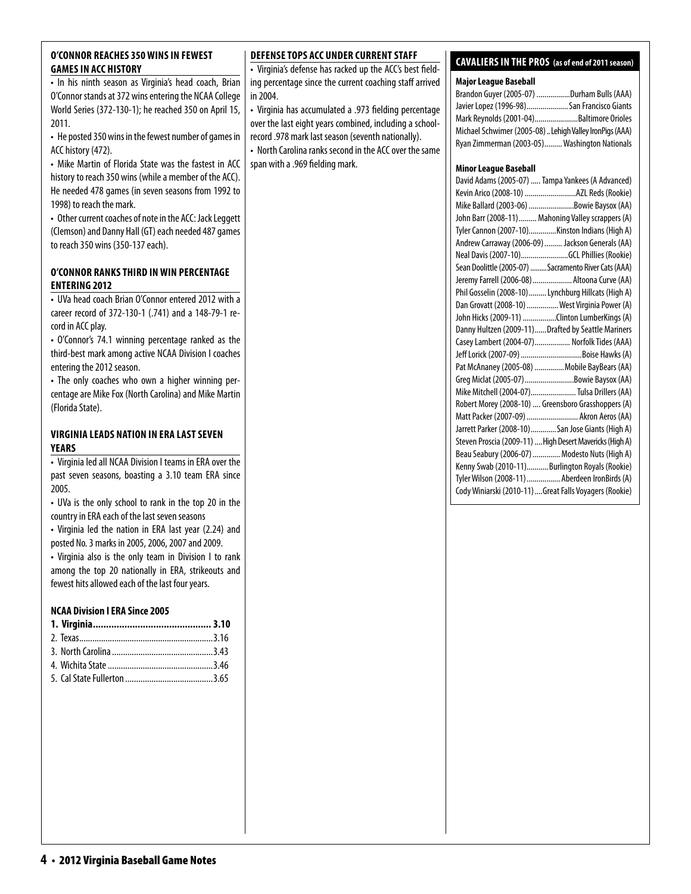## O'CONNOR REACHES 350 WINS IN FEWEST GAMES IN ACC HISTORY

• In his ninth season as Virginia's head coach, Brian O'Connor stands at 372 wins entering the NCAA College World Series (372-130-1); he reached 350 on April 15, 2011.

• He posted 350 wins in the fewest number of games in ACC history (472).

• Mike Martin of Florida State was the fastest in ACC history to reach 350 wins (while a member of the ACC). He needed 478 games (in seven seasons from 1992 to 1998) to reach the mark.

• Other current coaches of note in the ACC: Jack Leggett (Clemson) and Danny Hall (GT) each needed 487 games to reach 350 wins (350-137 each).

## O'CONNOR RANKS THIRD IN WIN PERCENTAGE ENTERING 2012

• UVa head coach Brian O'Connor entered 2012 with a career record of 372-130-1 (.741) and a 148-79-1 record in ACC play.

• O'Connor's 74.1 winning percentage ranked as the third-best mark among active NCAA Division I coaches entering the 2012 season.

• The only coaches who own a higher winning percentage are Mike Fox (North Carolina) and Mike Martin (Florida State).

## VIRGINIA LEADS NATION IN ERA LAST SEVEN YEARS

• Virginia led all NCAA Division I teams in ERA over the past seven seasons, boasting a 3.10 team ERA since 2005.

• UVa is the only school to rank in the top 20 in the country in ERA each of the last seven seasons

• Virginia led the nation in ERA last year (2.24) and posted No. 3 marks in 2005, 2006, 2007 and 2009.

• Virginia also is the only team in Division I to rank among the top 20 nationally in ERA, strikeouts and fewest hits allowed each of the last four years.

**NCAA Division I ERA Since 2005**

**1. Virginia............................................ 3.10**
2. Texas............................................3.16
3. North Carolina..............................3.43
4. Wichita State.................................3.46
5. Cal State Fullerton........................3.65

## DEFENSE TOPS ACC UNDER CURRENT STAFF

• Virginia's defense has racked up the ACC's best fielding percentage since the current coaching staff arrived in 2004.

• Virginia has accumulated a .973 fielding percentage over the last eight years combined, including a school-record .978 mark last season (seventh nationally).

• North Carolina ranks second in the ACC over the same span with a .969 fielding mark.

## CAVALIERS IN THE PROS (as of end of 2011 season)

**Major League Baseball**

Brandon Guyer (2005-07) ..................Durham Bulls (AAA)
Javier Lopez (1996-98).....................San Francisco Giants
Mark Reynolds (2001-04)......................Baltimore Orioles
Michael Schwimer (2005-08) .. Lehigh Valley IronPigs (AAA)
Ryan Zimmerman (2003-05).......... Washington Nationals

**Minor League Baseball**

David Adams (2005-07) ..... Tampa Yankees (A Advanced)
Kevin Arico (2008-10) ..........................AZL Reds (Rookie)
Mike Ballard (2003-06) .......................Bowie Baysox (AA)
John Barr (2008-11)......... Mahoning Valley scrappers (A)
Tyler Cannon (2007-10)..............Kinston Indians (High A)
Andrew Carraway (2006-09) ......... Jackson Generals (AA)
Neal Davis (2007-10)........................GCL Phillies (Rookie)
Sean Doolittle (2005-07) .........Sacramento River Cats (AAA)
Jeremy Farrell (2006-08).................... Altoona Curve (AA)
Phil Gosselin (2008-10)......... Lynchburg Hillcats (High A)
Dan Grovatt (2008-10) ................ West Virginia Power (A)
John Hicks (2009-11) .................Clinton LumberKings (A)
Danny Hultzen (2009-11)......Drafted by Seattle Mariners
Casey Lambert (2004-07).................. Norfolk Tides (AAA)
Jeff Lorick (2007-09) ..............................Boise Hawks (A)
Pat McAnaney (2005-08) ...............Mobile BayBears (AA)
Greg Miclat (2005-07).........................Bowie Baysox (AA)
Mike Mitchell (2004-07)....................... Tulsa Drillers (AA)
Robert Morey (2008-10) .... Greensboro Grasshoppers (A)
Matt Packer (2007-09) .......................... Akron Aeros (AA)
Jarrett Parker (2008-10)............San Jose Giants (High A)
Steven Proscia (2009-11) ....High Desert Mavericks (High A)
Beau Seabury (2006-07) .............. Modesto Nuts (High A)
Kenny Swab (2010-11)...........Burlington Royals (Rookie)
Tyler Wilson (2008-11)................. Aberdeen IronBirds (A)
Cody Winiarski (2010-11)....Great Falls Voyagers (Rookie)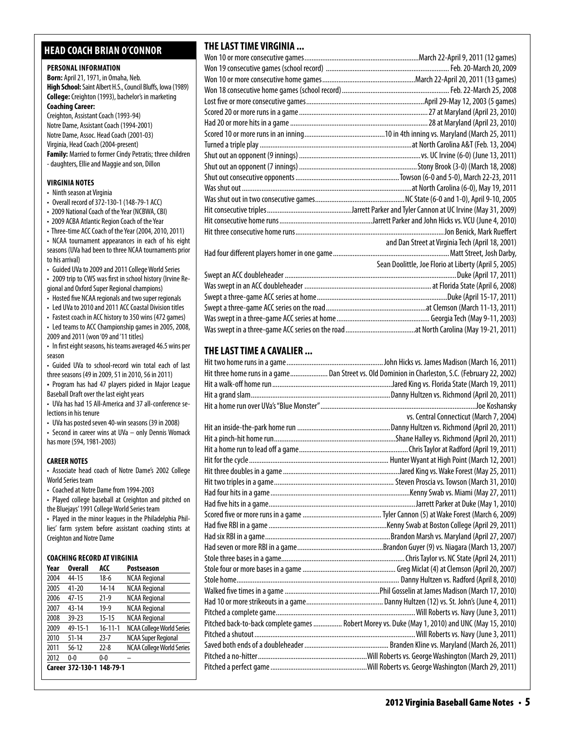## HEAD COACH BRIAN O'CONNOR

### PERSONAL INFORMATION

**Born:** April 21, 1971, in Omaha, Neb.
**High School:** Saint Albert H.S., Council Bluffs, Iowa (1989)
**College:** Creighton (1993), bachelor's in marketing
**Coaching Career:**
Creighton, Assistant Coach (1993-94)
Notre Dame, Assistant Coach (1994-2001)
Notre Dame, Assoc. Head Coach (2001-03)
Virginia, Head Coach (2004-present)
**Family:** Married to former Cindy Petratis; three children - daughters, Ellie and Maggie and son, Dillon

### VIRGINIA NOTES

- Ninth season at Virginia
- Overall record of 372-130-1 (148-79-1 ACC)
- 2009 National Coach of the Year (NCBWA, CBI)
- 2009 ACBA Atlantic Region Coach of the Year
- Three-time ACC Coach of the Year (2004, 2010, 2011)
- NCAA tournament appearances in each of his eight seasons (UVa had been to three NCAA tournaments prior to his arrival)
- Guided UVa to 2009 and 2011 College World Series
- 2009 trip to CWS was first in school history (Irvine Regional and Oxford Super Regional champions)
- Hosted five NCAA regionals and two super regionals
- Led UVa to 2010 and 2011 ACC Coastal Division titles
- Fastest coach in ACC history to 350 wins (472 games)
- Led teams to ACC Championship games in 2005, 2008, 2009 and 2011 (won '09 and '11 titles)
- In first eight seasons, his teams averaged 46.5 wins per season
- Guided UVa to school-record win total each of last three seasons (49 in 2009, 51 in 2010, 56 in 2011)
- Program has had 47 players picked in Major League Baseball Draft over the last eight years
- UVa has had 15 All-America and 37 all-conference selections in his tenure
- UVa has posted seven 40-win seasons (39 in 2008)
- Second in career wins at UVa – only Dennis Womack has more (594, 1981-2003)

### CAREER NOTES

- Associate head coach of Notre Dame's 2002 College World Series team
- Coached at Notre Dame from 1994-2003
- Played college baseball at Creighton and pitched on the Bluejays' 1991 College World Series team
- Played in the minor leagues in the Philadelphia Phillies' farm system before assistant coaching stints at Creighton and Notre Dame

### COACHING RECORD AT VIRGINIA

| Year | Overall | ACC | Postseason |
|---|---|---|---|
| 2004 | 44-15 | 18-6 | NCAA Regional |
| 2005 | 41-20 | 14-14 | NCAA Regional |
| 2006 | 47-15 | 21-9 | NCAA Regional |
| 2007 | 43-14 | 19-9 | NCAA Regional |
| 2008 | 39-23 | 15-15 | NCAA Regional |
| 2009 | 49-15-1 | 16-11-1 | NCAA College World Series |
| 2010 | 51-14 | 23-7 | NCAA Super Regional |
| 2011 | 56-12 | 22-8 | NCAA College World Series |
| 2012 | 0-0 | 0-0 | – |
| **Career** | **372-130-1** | **148-79-1** | |

## THE LAST TIME VIRGINIA ...

Won 10 or more consecutive games...March 22-April 9, 2011 (12 games)
Won 19 consecutive games (school record)...Feb. 20-March 20, 2009
Won 10 or more consecutive home games...March 22-April 20, 2011 (13 games)
Won 18 consecutive home games (school record)...Feb. 22-March 25, 2008
Lost five or more consecutive games...April 29-May 12, 2003 (5 games)
Scored 20 or more runs in a game...27 at Maryland (April 23, 2010)
Had 20 or more hits in a game...28 at Maryland (April 23, 2010)
Scored 10 or more runs in an inning...10 in 4th inning vs. Maryland (March 25, 2011)
Turned a triple play...at North Carolina A&T (Feb. 13, 2004)
Shut out an opponent (9 innings)...vs. UC Irvine (6-0) (June 13, 2011)
Shut out an opponent (7 innings)...Stony Brook (3-0) (March 18, 2008)
Shut out consecutive opponents...Towson (6-0 and 5-0), March 22-23, 2011
Was shut out...at North Carolina (6-0), May 19, 2011
Was shut out in two consecutive games...NC State (6-0 and 1-0), April 9-10, 2005
Hit consecutive triples...Jarrett Parker and Tyler Cannon at UC Irvine (May 31, 2009)
Hit consecutive home runs...Jarrett Parker and John Hicks vs. VCU (June 4, 2010)
Hit three consecutive home runs...Jon Benick, Mark Rueffert and Dan Street at Virginia Tech (April 18, 2001)
Had four different players homer in one game...Matt Street, Josh Darby, Sean Doolittle, Joe Florio at Liberty (April 5, 2005)
Swept an ACC doubleheader...Duke (April 17, 2011)
Was swept in an ACC doubleheader...at Florida State (April 6, 2008)
Swept a three-game ACC series at home...Duke (April 15-17, 2011)
Swept a three-game ACC series on the road...at Clemson (March 11-13, 2011)
Was swept in a three-game ACC series at home...Georgia Tech (May 9-11, 2003)
Was swept in a three-game ACC series on the road...at North Carolina (May 19-21, 2011)

## THE LAST TIME A CAVALIER ...

Hit two home runs in a game...John Hicks vs. James Madison (March 16, 2011)
Hit three home runs in a game...Dan Street vs. Old Dominion in Charleston, S.C. (February 22, 2002)
Hit a walk-off home run...Jared King vs. Florida State (March 19, 2011)
Hit a grand slam...Danny Hultzen vs. Richmond (April 20, 2011)
Hit a home run over UVa's "Blue Monster"...Joe Koshansky vs. Central Connecticut (March 7, 2004)
Hit an inside-the-park home run...Danny Hultzen vs. Richmond (April 20, 2011)
Hit a pinch-hit home run...Shane Halley vs. Richmond (April 20, 2011)
Hit a home run to lead off a game...Chris Taylor at Radford (April 19, 2011)
Hit for the cycle...Hunter Wyant at High Point (March 12, 2001)
Hit three doubles in a game...Jared King vs. Wake Forest (May 25, 2011)
Hit two triples in a game...Steven Proscia vs. Towson (March 31, 2010)
Had four hits in a game...Kenny Swab vs. Miami (May 27, 2011)
Had five hits in a game...Jarrett Parker at Duke (May 1, 2010)
Scored five or more runs in a game...Tyler Cannon (5) at Wake Forest (March 6, 2009)
Had five RBI in a game...Kenny Swab at Boston College (April 29, 2011)
Had six RBI in a game...Brandon Marsh vs. Maryland (April 27, 2007)
Had seven or more RBI in a game...Brandon Guyer (9) vs. Niagara (March 13, 2007)
Stole three bases in a game...Chris Taylor vs. NC State (April 24, 2011)
Stole four or more bases in a game...Greg Miclat (4) at Clemson (April 20, 2007)
Stole home...Danny Hultzen vs. Radford (April 8, 2010)
Walked five times in a game...Phil Gosselin at James Madison (March 17, 2010)
Had 10 or more strikeouts in a game...Danny Hultzen (12) vs. St. John's (June 4, 2011)
Pitched a complete game...Will Roberts vs. Navy (June 3, 2011)
Pitched back-to-back complete games...Robert Morey vs. Duke (May 1, 2010) and UNC (May 15, 2010)
Pitched a shutout...Will Roberts vs. Navy (June 3, 2011)
Saved both ends of a doubleheader...Branden Kline vs. Maryland (March 26, 2011)
Pitched a no-hitter...Will Roberts vs. George Washington (March 29, 2011)
Pitched a perfect game...Will Roberts vs. George Washington (March 29, 2011)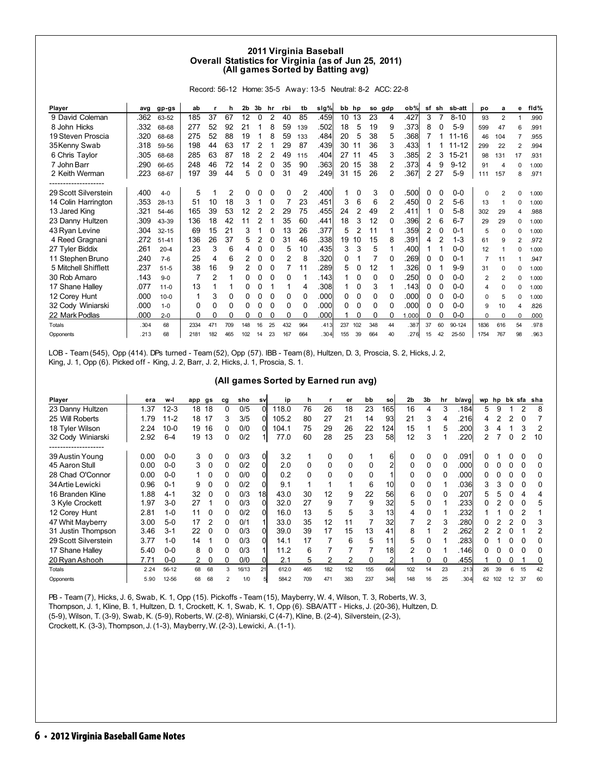## 2011 Virginia Baseball
## Overall Statistics for Virginia (as of Jun 25, 2011)
### (All games Sorted by Batting avg)

Record: 56-12 Home: 35-5 Away: 13-5 Neutral: 8-2 ACC: 22-8

| Player | avg | gp-gs | ab | r | h | 2b | 3b | hr | rbi | tb | slg% | bb | hp | so | gdp | ob% | sf | sh | sb-att | po | a | e | fld% |
|---|---|---|---|---|---|---|---|---|---|---|---|---|---|---|---|---|---|---|---|---|---|---|---|
| 9 David Coleman | .362 | 63-52 | 185 | 37 | 67 | 12 | 0 | 2 | 40 | 85 | .459 | 10 | 13 | 23 | 4 | .427 | 3 | 7 | 8-10 | 93 | 2 | 1 | .990 |
| 8 John Hicks | .332 | 68-68 | 277 | 52 | 92 | 21 | 1 | 8 | 59 | 139 | .502 | 18 | 5 | 19 | 9 | .373 | 8 | 0 | 5-9 | 599 | 47 | 6 | .991 |
| 19 Steven Proscia | .320 | 68-68 | 275 | 52 | 88 | 19 | 1 | 8 | 59 | 133 | .484 | 20 | 5 | 38 | 5 | .368 | 7 | 1 | 11-16 | 46 | 104 | 7 | .955 |
| 35 Kenny Swab | .318 | 59-56 | 198 | 44 | 63 | 17 | 2 | 1 | 29 | 87 | .439 | 30 | 11 | 36 | 3 | .433 | 1 | 1 | 11-12 | 299 | 22 | 2 | .994 |
| 6 Chris Taylor | .305 | 68-68 | 285 | 63 | 87 | 18 | 2 | 2 | 49 | 115 | .404 | 27 | 11 | 45 | 3 | .385 | 2 | 3 | 15-21 | 98 | 131 | 17 | .931 |
| 7 John Barr | .290 | 66-65 | 248 | 46 | 72 | 14 | 2 | 0 | 35 | 90 | .363 | 20 | 15 | 38 | 2 | .373 | 4 | 9 | 9-12 | 91 | 4 | 0 | 1.000 |
| 2 Keith Werman | .223 | 68-67 | 197 | 39 | 44 | 5 | 0 | 0 | 31 | 49 | .249 | 31 | 15 | 26 | 2 | .367 | 2 | 27 | 5-9 | 111 | 157 | 8 | .971 |
| -------------------- | | | | | | | | | | | | | | | | | | | | | | | |
| 29 Scott Silverstein | .400 | 4-0 | 5 | 1 | 2 | 0 | 0 | 0 | 0 | 2 | .400 | 1 | 0 | 3 | 0 | .500 | 0 | 0 | 0-0 | 0 | 2 | 0 | 1.000 |
| 14 Colin Harrington | .353 | 28-13 | 51 | 10 | 18 | 3 | 1 | 0 | 7 | 23 | .451 | 3 | 6 | 6 | 2 | .450 | 0 | 2 | 5-6 | 13 | 1 | 0 | 1.000 |
| 13 Jared King | .321 | 54-46 | 165 | 39 | 53 | 12 | 2 | 2 | 29 | 75 | .455 | 24 | 2 | 49 | 2 | .411 | 1 | 0 | 5-8 | 302 | 29 | 4 | .988 |
| 23 Danny Hultzen | .309 | 43-39 | 136 | 18 | 42 | 11 | 2 | 1 | 35 | 60 | .441 | 18 | 3 | 12 | 0 | .396 | 2 | 6 | 6-7 | 29 | 29 | 0 | 1.000 |
| 43 Ryan Levine | .304 | 32-15 | 69 | 15 | 21 | 3 | 1 | 0 | 13 | 26 | .377 | 5 | 2 | 11 | 1 | .359 | 2 | 0 | 0-1 | 5 | 0 | 0 | 1.000 |
| 4 Reed Gragnani | .272 | 51-41 | 136 | 26 | 37 | 5 | 2 | 0 | 31 | 46 | .338 | 19 | 10 | 15 | 8 | .391 | 4 | 2 | 1-3 | 61 | 9 | 2 | .972 |
| 27 Tyler Biddix | .261 | 20-4 | 23 | 3 | 6 | 4 | 0 | 0 | 5 | 10 | .435 | 3 | 3 | 5 | 1 | .400 | 1 | 1 | 0-0 | 12 | 1 | 0 | 1.000 |
| 11 Stephen Bruno | .240 | 7-6 | 25 | 4 | 6 | 2 | 0 | 0 | 2 | 8 | .320 | 0 | 1 | 7 | 0 | .269 | 0 | 0 | 0-1 | 7 | 11 | 1 | .947 |
| 5 Mitchell Shifflett | .237 | 51-5 | 38 | 16 | 9 | 2 | 0 | 0 | 7 | 11 | .289 | 5 | 0 | 12 | 1 | .326 | 0 | 1 | 9-9 | 31 | 0 | 0 | 1.000 |
| 30 Rob Amaro | .143 | 9-0 | 7 | 2 | 1 | 0 | 0 | 0 | 0 | 1 | .143 | 1 | 0 | 0 | 0 | .250 | 0 | 0 | 0-0 | 2 | 2 | 0 | 1.000 |
| 17 Shane Halley | .077 | 11-0 | 13 | 1 | 1 | 0 | 0 | 1 | 1 | 4 | .308 | 1 | 0 | 3 | 1 | .143 | 0 | 0 | 0-0 | 4 | 0 | 0 | 1.000 |
| 12 Corey Hunt | .000 | 10-0 | 1 | 3 | 0 | 0 | 0 | 0 | 0 | 0 | .000 | 0 | 0 | 0 | 0 | .000 | 0 | 0 | 0-0 | 0 | 5 | 0 | 1.000 |
| 32 Cody Winiarski | .000 | 1-0 | 0 | 0 | 0 | 0 | 0 | 0 | 0 | 0 | .000 | 0 | 0 | 0 | 0 | .000 | 0 | 0 | 0-0 | 9 | 10 | 4 | .826 |
| 22 Mark Podlas | .000 | 2-0 | 0 | 0 | 0 | 0 | 0 | 0 | 0 | 0 | .000 | 1 | 0 | 0 | 0 | 1.000 | 0 | 0 | 0-0 | 0 | 0 | 0 | .000 |
| Totals | .304 | 68 | 2334 | 471 | 709 | 148 | 16 | 25 | 432 | 964 | .413 | 237 | 102 | 348 | 44 | .387 | 37 | 60 | 90-124 | 1836 | 616 | 54 | .978 |
| Opponents | .213 | 68 | 2181 | 182 | 465 | 102 | 14 | 23 | 167 | 664 | .304 | 155 | 39 | 664 | 40 | .276 | 15 | 42 | 25-50 | 1754 | 767 | 98 | .963 |

LOB - Team (545), Opp (414). DPs turned - Team (52), Opp (57). IBB - Team (8), Hultzen, D. 3, Proscia, S. 2, Hicks, J. 2, King, J. 1, Opp (6). Picked off - King, J. 2, Barr, J. 2, Hicks, J. 1, Proscia, S. 1.

### (All games Sorted by Earned run avg)

| Player | era | w-l | app | gs | cg | sho | sv | ip | h | r | er | bb | so | 2b | 3b | hr | b/avg | wp | hp | bk | sfa | sha |
|---|---|---|---|---|---|---|---|---|---|---|---|---|---|---|---|---|---|---|---|---|---|---|
| 23 Danny Hultzen | 1.37 | 12-3 | 18 | 18 | 0 | 0/5 | 0 | 118.0 | 76 | 26 | 18 | 23 | 165 | 16 | 4 | 3 | .184 | 5 | 9 | 1 | 2 | 8 |
| 25 Will Roberts | 1.79 | 11-2 | 18 | 17 | 3 | 3/5 | 0 | 105.2 | 80 | 27 | 21 | 14 | 93 | 21 | 3 | 4 | .216 | 4 | 2 | 2 | 0 | 7 |
| 18 Tyler Wilson | 2.24 | 10-0 | 19 | 16 | 0 | 0/0 | 0 | 104.1 | 75 | 29 | 26 | 22 | 124 | 15 | 1 | 5 | .200 | 3 | 4 | 1 | 3 | 2 |
| 32 Cody Winiarski | 2.92 | 6-4 | 19 | 13 | 0 | 0/2 | 1 | 77.0 | 60 | 28 | 25 | 23 | 58 | 12 | 3 | 1 | .220 | 2 | 7 | 0 | 2 | 10 |
| -------------------- | | | | | | | | | | | | | | | | | | | | | | |
| 39 Austin Young | 0.00 | 0-0 | 3 | 0 | 0 | 0/3 | 0 | 3.2 | 1 | 0 | 0 | 1 | 6 | 0 | 0 | 0 | .091 | 0 | 1 | 0 | 0 | 0 |
| 45 Aaron Stull | 0.00 | 0-0 | 3 | 0 | 0 | 0/2 | 0 | 2.0 | 0 | 0 | 0 | 0 | 2 | 0 | 0 | 0 | .000 | 0 | 0 | 0 | 0 | 0 |
| 28 Chad O'Connor | 0.00 | 0-0 | 1 | 0 | 0 | 0/0 | 0 | 0.2 | 0 | 0 | 0 | 0 | 1 | 0 | 0 | 0 | .000 | 0 | 0 | 0 | 0 | 0 |
| 34 Artie Lewicki | 0.96 | 0-1 | 9 | 0 | 0 | 0/2 | 0 | 9.1 | 1 | 1 | 1 | 6 | 10 | 0 | 0 | 1 | .036 | 3 | 3 | 0 | 0 | 0 |
| 16 Branden Kline | 1.88 | 4-1 | 32 | 0 | 0 | 0/3 | 18 | 43.0 | 30 | 12 | 9 | 22 | 56 | 6 | 0 | 0 | .207 | 5 | 5 | 0 | 4 | 4 |
| 3 Kyle Crockett | 1.97 | 3-0 | 27 | 1 | 0 | 0/3 | 0 | 32.0 | 27 | 9 | 7 | 9 | 32 | 5 | 0 | 1 | .233 | 0 | 2 | 0 | 0 | 5 |
| 12 Corey Hunt | 2.81 | 1-0 | 11 | 0 | 0 | 0/2 | 0 | 16.0 | 13 | 5 | 5 | 3 | 13 | 4 | 0 | 1 | .232 | 1 | 1 | 0 | 2 | 1 |
| 47 Whit Mayberry | 3.00 | 5-0 | 17 | 2 | 0 | 0/1 | 1 | 33.0 | 35 | 12 | 11 | 7 | 32 | 7 | 2 | 3 | .280 | 0 | 2 | 2 | 0 | 3 |
| 31 Justin Thompson | 3.46 | 3-1 | 22 | 0 | 0 | 0/3 | 0 | 39.0 | 39 | 17 | 15 | 13 | 41 | 8 | 1 | 2 | .262 | 2 | 2 | 0 | 1 | 2 |
| 29 Scott Silverstein | 3.77 | 1-0 | 14 | 1 | 0 | 0/3 | 0 | 14.1 | 17 | 7 | 6 | 5 | 11 | 5 | 0 | 1 | .283 | 0 | 1 | 0 | 0 | 0 |
| 17 Shane Halley | 5.40 | 0-0 | 8 | 0 | 0 | 0/3 | 1 | 11.2 | 6 | 7 | 7 | 7 | 18 | 2 | 0 | 1 | .146 | 0 | 0 | 0 | 0 | 0 |
| 20 Ryan Ashooh | 7.71 | 0-0 | 2 | 0 | 0 | 0/0 | 0 | 2.1 | 5 | 2 | 2 | 0 | 2 | 1 | 0 | 0 | .455 | 1 | 0 | 0 | 1 | 0 |
| Totals | 2.24 | 56-12 | 68 | 68 | 3 | 16/13 | 21 | 612.0 | 465 | 182 | 152 | 155 | 664 | 102 | 14 | 23 | .213 | 26 | 39 | 6 | 15 | 42 |
| Opponents | 5.90 | 12-56 | 68 | 68 | 2 | 1/0 | 5 | 584.2 | 709 | 471 | 383 | 237 | 348 | 148 | 16 | 25 | .304 | 62 | 102 | 12 | 37 | 60 |

PB - Team (7), Hicks, J. 6, Swab, K. 1, Opp (15). Pickoffs - Team (15), Mayberry, W. 4, Wilson, T. 3, Roberts, W. 3, Thompson, J. 1, Kline, B. 1, Hultzen, D. 1, Crockett, K. 1, Swab, K. 1, Opp (6). SBA/ATT - Hicks, J. (20-36), Hultzen, D. (5-9), Wilson, T. (3-9), Swab, K. (5-9), Roberts, W. (2-8), Winiarski, C (4-7), Kline, B. (2-4), Silverstein, (2-3), Crockett, K. (3-3), Thompson, J. (1-3), Mayberry, W. (2-3), Lewicki, A. (1-1).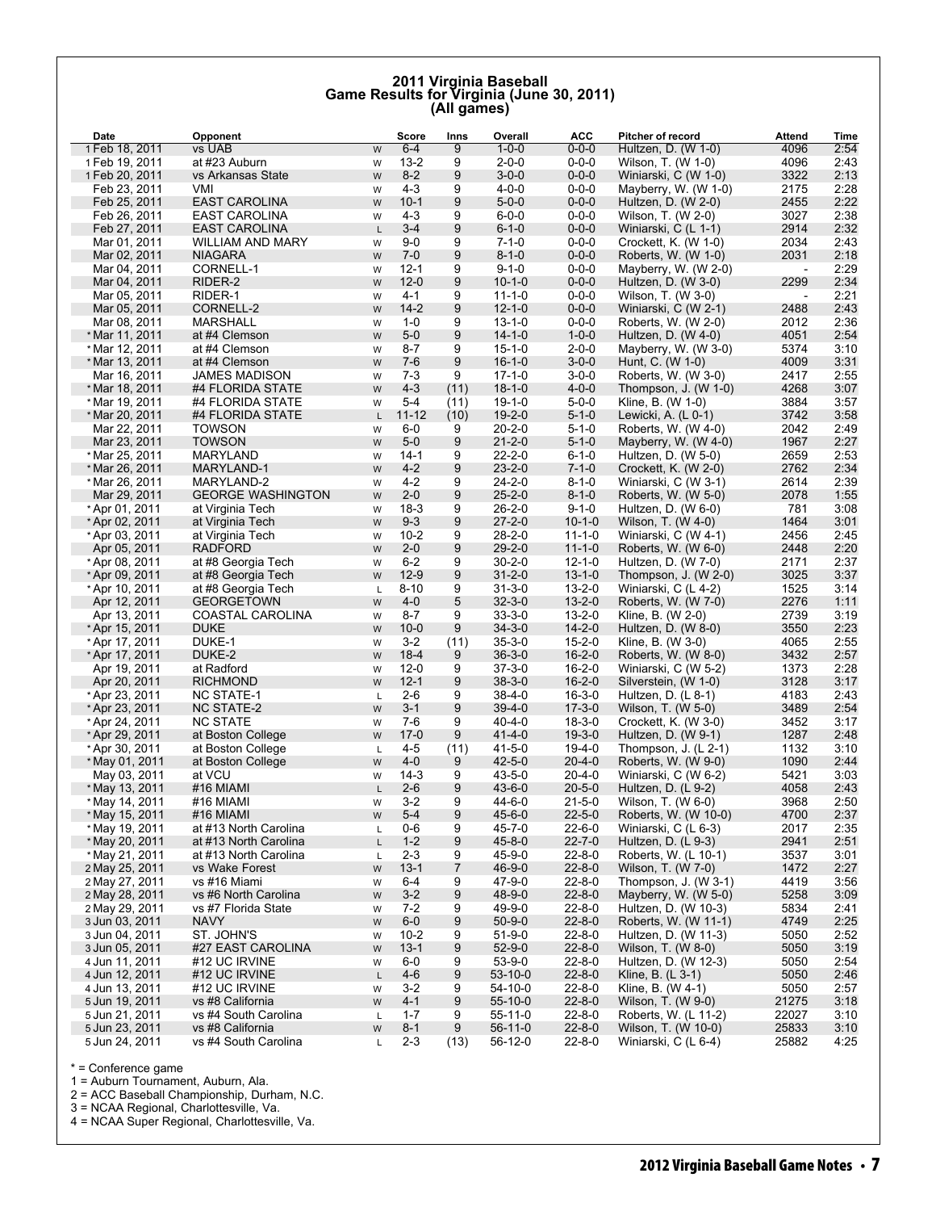# 2011 Virginia Baseball
## Game Results for Virginia (June 30, 2011)
### (All games)

| Date | Opponent | | Score | Inns | Overall | ACC | Pitcher of record | Attend | Time |
|---|---|---|---|---|---|---|---|---|---|
| 1 Feb 18, 2011 | vs UAB | W | 6-4 | 9 | 1-0-0 | 0-0-0 | Hultzen, D. (W 1-0) | 4096 | 2:54 |
| 1 Feb 19, 2011 | at #23 Auburn | W | 13-2 | 9 | 2-0-0 | 0-0-0 | Wilson, T. (W 1-0) | 4096 | 2:43 |
| 1 Feb 20, 2011 | vs Arkansas State | W | 8-2 | 9 | 3-0-0 | 0-0-0 | Winiarski, C (W 1-0) | 3322 | 2:13 |
| Feb 23, 2011 | VMI | W | 4-3 | 9 | 4-0-0 | 0-0-0 | Mayberry, W. (W 1-0) | 2175 | 2:28 |
| Feb 25, 2011 | EAST CAROLINA | W | 10-1 | 9 | 5-0-0 | 0-0-0 | Hultzen, D. (W 2-0) | 2455 | 2:22 |
| Feb 26, 2011 | EAST CAROLINA | W | 4-3 | 9 | 6-0-0 | 0-0-0 | Wilson, T. (W 2-0) | 3027 | 2:38 |
| Feb 27, 2011 | EAST CAROLINA | L | 3-4 | 9 | 6-1-0 | 0-0-0 | Winiarski, C (L 1-1) | 2914 | 2:32 |
| Mar 01, 2011 | WILLIAM AND MARY | W | 9-0 | 9 | 7-1-0 | 0-0-0 | Crockett, K. (W 1-0) | 2034 | 2:43 |
| Mar 02, 2011 | NIAGARA | W | 7-0 | 9 | 8-1-0 | 0-0-0 | Roberts, W. (W 1-0) | 2031 | 2:18 |
| Mar 04, 2011 | CORNELL-1 | W | 12-1 | 9 | 9-1-0 | 0-0-0 | Mayberry, W. (W 2-0) | - | 2:29 |
| Mar 04, 2011 | RIDER-2 | W | 12-0 | 9 | 10-1-0 | 0-0-0 | Hultzen, D. (W 3-0) | 2299 | 2:34 |
| Mar 05, 2011 | RIDER-1 | W | 4-1 | 9 | 11-1-0 | 0-0-0 | Wilson, T. (W 3-0) | - | 2:21 |
| Mar 05, 2011 | CORNELL-2 | W | 14-2 | 9 | 12-1-0 | 0-0-0 | Winiarski, C (W 2-1) | 2488 | 2:43 |
| Mar 08, 2011 | MARSHALL | W | 1-0 | 9 | 13-1-0 | 0-0-0 | Roberts, W. (W 2-0) | 2012 | 2:36 |
| * Mar 11, 2011 | at #4 Clemson | W | 5-0 | 9 | 14-1-0 | 1-0-0 | Hultzen, D. (W 4-0) | 4051 | 2:54 |
| * Mar 12, 2011 | at #4 Clemson | W | 8-7 | 9 | 15-1-0 | 2-0-0 | Mayberry, W. (W 3-0) | 5374 | 3:10 |
| * Mar 13, 2011 | at #4 Clemson | W | 7-6 | 9 | 16-1-0 | 3-0-0 | Hunt, C. (W 1-0) | 4009 | 3:31 |
| Mar 16, 2011 | JAMES MADISON | W | 7-3 | 9 | 17-1-0 | 3-0-0 | Roberts, W. (W 3-0) | 2417 | 2:55 |
| * Mar 18, 2011 | #4 FLORIDA STATE | W | 4-3 | (11) | 18-1-0 | 4-0-0 | Thompson, J. (W 1-0) | 4268 | 3:07 |
| * Mar 19, 2011 | #4 FLORIDA STATE | W | 5-4 | (11) | 19-1-0 | 5-0-0 | Kline, B. (W 1-0) | 3884 | 3:57 |
| * Mar 20, 2011 | #4 FLORIDA STATE | L | 11-12 | (10) | 19-2-0 | 5-1-0 | Lewicki, A. (L 0-1) | 3742 | 3:58 |
| Mar 22, 2011 | TOWSON | W | 6-0 | 9 | 20-2-0 | 5-1-0 | Roberts, W. (W 4-0) | 2042 | 2:49 |
| Mar 23, 2011 | TOWSON | W | 5-0 | 9 | 21-2-0 | 5-1-0 | Mayberry, W. (W 4-0) | 1967 | 2:27 |
| * Mar 25, 2011 | MARYLAND | W | 14-1 | 9 | 22-2-0 | 6-1-0 | Hultzen, D. (W 5-0) | 2659 | 2:53 |
| * Mar 26, 2011 | MARYLAND-1 | W | 4-2 | 9 | 23-2-0 | 7-1-0 | Crockett, K. (W 2-0) | 2762 | 2:34 |
| * Mar 26, 2011 | MARYLAND-2 | W | 4-2 | 9 | 24-2-0 | 8-1-0 | Winiarski, C (W 3-1) | 2614 | 2:39 |
| Mar 29, 2011 | GEORGE WASHINGTON | W | 2-0 | 9 | 25-2-0 | 8-1-0 | Roberts, W. (W 5-0) | 2078 | 1:55 |
| * Apr 01, 2011 | at Virginia Tech | W | 18-3 | 9 | 26-2-0 | 9-1-0 | Hultzen, D. (W 6-0) | 781 | 3:08 |
| * Apr 02, 2011 | at Virginia Tech | W | 9-3 | 9 | 27-2-0 | 10-1-0 | Wilson, T. (W 4-0) | 1464 | 3:01 |
| * Apr 03, 2011 | at Virginia Tech | W | 10-2 | 9 | 28-2-0 | 11-1-0 | Winiarski, C (W 4-1) | 2456 | 2:45 |
| Apr 05, 2011 | RADFORD | W | 2-0 | 9 | 29-2-0 | 11-1-0 | Roberts, W. (W 6-0) | 2448 | 2:20 |
| * Apr 08, 2011 | at #8 Georgia Tech | W | 6-2 | 9 | 30-2-0 | 12-1-0 | Hultzen, D. (W 7-0) | 2171 | 2:37 |
| * Apr 09, 2011 | at #8 Georgia Tech | W | 12-9 | 9 | 31-2-0 | 13-1-0 | Thompson, J. (W 2-0) | 3025 | 3:37 |
| * Apr 10, 2011 | at #8 Georgia Tech | L | 8-10 | 9 | 31-3-0 | 13-2-0 | Winiarski, C (L 4-2) | 1525 | 3:14 |
| Apr 12, 2011 | GEORGETOWN | W | 4-0 | 5 | 32-3-0 | 13-2-0 | Roberts, W. (W 7-0) | 2276 | 1:11 |
| Apr 13, 2011 | COASTAL CAROLINA | W | 8-7 | 9 | 33-3-0 | 13-2-0 | Kline, B. (W 2-0) | 2739 | 3:19 |
| * Apr 15, 2011 | DUKE | W | 10-0 | 9 | 34-3-0 | 14-2-0 | Hultzen, D. (W 8-0) | 3550 | 2:23 |
| * Apr 17, 2011 | DUKE-1 | W | 3-2 | (11) | 35-3-0 | 15-2-0 | Kline, B. (W 3-0) | 4065 | 2:55 |
| * Apr 17, 2011 | DUKE-2 | W | 18-4 | 9 | 36-3-0 | 16-2-0 | Roberts, W. (W 8-0) | 3432 | 2:57 |
| Apr 19, 2011 | at Radford | W | 12-0 | 9 | 37-3-0 | 16-2-0 | Winiarski, C (W 5-2) | 1373 | 2:28 |
| Apr 20, 2011 | RICHMOND | W | 12-1 | 9 | 38-3-0 | 16-2-0 | Silverstein, (W 1-0) | 3128 | 3:17 |
| * Apr 23, 2011 | NC STATE-1 | L | 2-6 | 9 | 38-4-0 | 16-3-0 | Hultzen, D. (L 8-1) | 4183 | 2:43 |
| * Apr 23, 2011 | NC STATE-2 | W | 3-1 | 9 | 39-4-0 | 17-3-0 | Wilson, T. (W 5-0) | 3489 | 2:54 |
| * Apr 24, 2011 | NC STATE | W | 7-6 | 9 | 40-4-0 | 18-3-0 | Crockett, K. (W 3-0) | 3452 | 3:17 |
| * Apr 29, 2011 | at Boston College | W | 17-0 | 9 | 41-4-0 | 19-3-0 | Hultzen, D. (W 9-1) | 1287 | 2:48 |
| * Apr 30, 2011 | at Boston College | L | 4-5 | (11) | 41-5-0 | 19-4-0 | Thompson, J. (L 2-1) | 1132 | 3:10 |
| * May 01, 2011 | at Boston College | W | 4-0 | 9 | 42-5-0 | 20-4-0 | Roberts, W. (W 9-0) | 1090 | 2:44 |
| May 03, 2011 | at VCU | W | 14-3 | 9 | 43-5-0 | 20-4-0 | Winiarski, C (W 6-2) | 5421 | 3:03 |
| * May 13, 2011 | #16 MIAMI | L | 2-6 | 9 | 43-6-0 | 20-5-0 | Hultzen, D. (L 9-2) | 4058 | 2:43 |
| * May 14, 2011 | #16 MIAMI | W | 3-2 | 9 | 44-6-0 | 21-5-0 | Wilson, T. (W 6-0) | 3968 | 2:50 |
| * May 15, 2011 | #16 MIAMI | W | 5-4 | 9 | 45-6-0 | 22-5-0 | Roberts, W. (W 10-0) | 4700 | 2:37 |
| * May 19, 2011 | at #13 North Carolina | L | 0-6 | 9 | 45-7-0 | 22-6-0 | Winiarski, C (L 6-3) | 2017 | 2:35 |
| * May 20, 2011 | at #13 North Carolina | L | 1-2 | 9 | 45-8-0 | 22-7-0 | Hultzen, D. (L 9-3) | 2941 | 2:51 |
| * May 21, 2011 | at #13 North Carolina | L | 2-3 | 9 | 45-9-0 | 22-8-0 | Roberts, W. (L 10-1) | 3537 | 3:01 |
| 2 May 25, 2011 | vs Wake Forest | W | 13-1 | 7 | 46-9-0 | 22-8-0 | Wilson, T. (W 7-0) | 1472 | 2:27 |
| 2 May 27, 2011 | vs #16 Miami | W | 6-4 | 9 | 47-9-0 | 22-8-0 | Thompson, J. (W 3-1) | 4419 | 3:56 |
| 2 May 28, 2011 | vs #6 North Carolina | W | 3-2 | 9 | 48-9-0 | 22-8-0 | Mayberry, W. (W 5-0) | 5258 | 3:09 |
| 2 May 29, 2011 | vs #7 Florida State | W | 7-2 | 9 | 49-9-0 | 22-8-0 | Hultzen, D. (W 10-3) | 5834 | 2:41 |
| 3 Jun 03, 2011 | NAVY | W | 6-0 | 9 | 50-9-0 | 22-8-0 | Roberts, W. (W 11-1) | 4749 | 2:25 |
| 3 Jun 04, 2011 | ST. JOHN'S | W | 10-2 | 9 | 51-9-0 | 22-8-0 | Hultzen, D. (W 11-3) | 5050 | 2:52 |
| 3 Jun 05, 2011 | #27 EAST CAROLINA | W | 13-1 | 9 | 52-9-0 | 22-8-0 | Wilson, T. (W 8-0) | 5050 | 3:19 |
| 4 Jun 11, 2011 | #12 UC IRVINE | W | 6-0 | 9 | 53-9-0 | 22-8-0 | Hultzen, D. (W 12-3) | 5050 | 2:54 |
| 4 Jun 12, 2011 | #12 UC IRVINE | L | 4-6 | 9 | 53-10-0 | 22-8-0 | Kline, B. (L 3-1) | 5050 | 2:46 |
| 4 Jun 13, 2011 | #12 UC IRVINE | W | 3-2 | 9 | 54-10-0 | 22-8-0 | Kline, B. (W 4-1) | 5050 | 2:57 |
| 5 Jun 19, 2011 | vs #8 California | W | 4-1 | 9 | 55-10-0 | 22-8-0 | Wilson, T. (W 9-0) | 21275 | 3:18 |
| 5 Jun 21, 2011 | vs #4 South Carolina | L | 1-7 | 9 | 55-11-0 | 22-8-0 | Roberts, W. (L 11-2) | 22027 | 3:10 |
| 5 Jun 23, 2011 | vs #8 California | W | 8-1 | 9 | 56-11-0 | 22-8-0 | Wilson, T. (W 10-0) | 25833 | 3:10 |
| 5 Jun 24, 2011 | vs #4 South Carolina | L | 2-3 | (13) | 56-12-0 | 22-8-0 | Winiarski, C (L 6-4) | 25882 | 4:25 |

* = Conference game
1 = Auburn Tournament, Auburn, Ala.
2 = ACC Baseball Championship, Durham, N.C.
3 = NCAA Regional, Charlottesville, Va.
4 = NCAA Super Regional, Charlottesville, Va.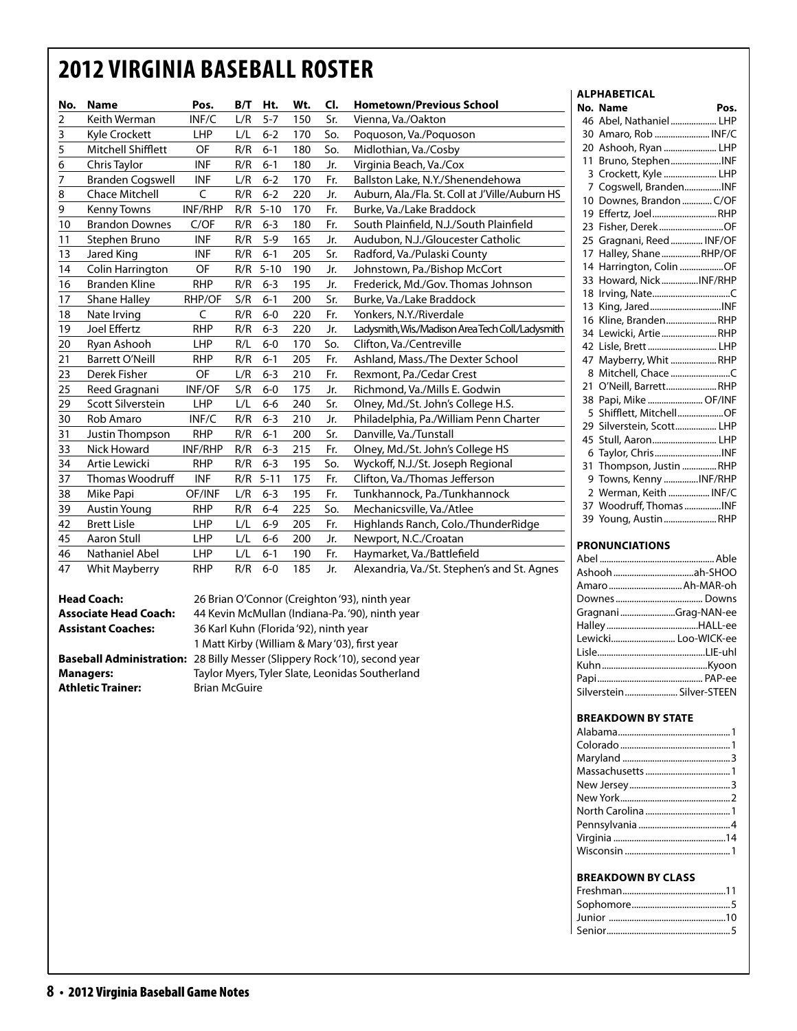# 2012 VIRGINIA BASEBALL ROSTER

| No. | Name | Pos. | B/T | Ht. | Wt. | Cl. | Hometown/Previous School |
|---|---|---|---|---|---|---|---|
| 2 | Keith Werman | INF/C | L/R | 5-7 | 150 | Sr. | Vienna, Va./Oakton |
| 3 | Kyle Crockett | LHP | L/L | 6-2 | 170 | So. | Poquoson, Va./Poquoson |
| 5 | Mitchell Shifflett | OF | R/R | 6-1 | 180 | So. | Midlothian, Va./Cosby |
| 6 | Chris Taylor | INF | R/R | 6-1 | 180 | Jr. | Virginia Beach, Va./Cox |
| 7 | Branden Cogswell | INF | L/R | 6-2 | 170 | Fr. | Ballston Lake, N.Y./Shenendehowa |
| 8 | Chace Mitchell | C | R/R | 6-2 | 220 | Jr. | Auburn, Ala./Fla. St. Coll at J'Ville/Auburn HS |
| 9 | Kenny Towns | INF/RHP | R/R | 5-10 | 170 | Fr. | Burke, Va./Lake Braddock |
| 10 | Brandon Downes | C/OF | R/R | 6-3 | 180 | Fr. | South Plainfield, N.J./South Plainfield |
| 11 | Stephen Bruno | INF | R/R | 5-9 | 165 | Jr. | Audubon, N.J./Gloucester Catholic |
| 13 | Jared King | INF | R/R | 6-1 | 205 | Sr. | Radford, Va./Pulaski County |
| 14 | Colin Harrington | OF | R/R | 5-10 | 190 | Jr. | Johnstown, Pa./Bishop McCort |
| 16 | Branden Kline | RHP | R/R | 6-3 | 195 | Jr. | Frederick, Md./Gov. Thomas Johnson |
| 17 | Shane Halley | RHP/OF | S/R | 6-1 | 200 | Sr. | Burke, Va./Lake Braddock |
| 18 | Nate Irving | C | R/R | 6-0 | 220 | Fr. | Yonkers, N.Y./Riverdale |
| 19 | Joel Effertz | RHP | R/R | 6-3 | 220 | Jr. | Ladysmith, Wis./Madison Area Tech Coll./Ladysmith |
| 20 | Ryan Ashooh | LHP | R/L | 6-0 | 170 | So. | Clifton, Va./Centreville |
| 21 | Barrett O'Neill | RHP | R/R | 6-1 | 205 | Fr. | Ashland, Mass./The Dexter School |
| 23 | Derek Fisher | OF | L/R | 6-3 | 210 | Fr. | Rexmont, Pa./Cedar Crest |
| 25 | Reed Gragnani | INF/OF | S/R | 6-0 | 175 | Jr. | Richmond, Va./Mills E. Godwin |
| 29 | Scott Silverstein | LHP | L/L | 6-6 | 240 | Sr. | Olney, Md./St. John's College H.S. |
| 30 | Rob Amaro | INF/C | R/R | 6-3 | 210 | Jr. | Philadelphia, Pa./William Penn Charter |
| 31 | Justin Thompson | RHP | R/R | 6-1 | 200 | Sr. | Danville, Va./Tunstall |
| 33 | Nick Howard | INF/RHP | R/R | 6-3 | 215 | Fr. | Olney, Md./St. John's College HS |
| 34 | Artie Lewicki | RHP | R/R | 6-3 | 195 | So. | Wyckoff, N.J./St. Joseph Regional |
| 37 | Thomas Woodruff | INF | R/R | 5-11 | 175 | Fr. | Clifton, Va./Thomas Jefferson |
| 38 | Mike Papi | OF/INF | L/R | 6-3 | 195 | Fr. | Tunkhannock, Pa./Tunkhannock |
| 39 | Austin Young | RHP | R/R | 6-4 | 225 | So. | Mechanicsville, Va./Atlee |
| 42 | Brett Lisle | LHP | L/L | 6-9 | 205 | Fr. | Highlands Ranch, Colo./ThunderRidge |
| 45 | Aaron Stull | LHP | L/L | 6-6 | 200 | Jr. | Newport, N.C./Croatan |
| 46 | Nathaniel Abel | LHP | L/L | 6-1 | 190 | Fr. | Haymarket, Va./Battlefield |
| 47 | Whit Mayberry | RHP | R/R | 6-0 | 185 | Jr. | Alexandria, Va./St. Stephen's and St. Agnes |

**Head Coach:** 26 Brian O'Connor (Creighton '93), ninth year
**Associate Head Coach:** 44 Kevin McMullan (Indiana-Pa. '90), ninth year
**Assistant Coaches:** 36 Karl Kuhn (Florida '92), ninth year
1 Matt Kirby (William & Mary '03), first year
**Baseball Administration:** 28 Billy Messer (Slippery Rock '10), second year
**Managers:** Taylor Myers, Tyler Slate, Leonidas Southerland
**Athletic Trainer:** Brian McGuire

### ALPHABETICAL

| No. | Name | Pos. |
|---|---|---|
| 46 | Abel, Nathaniel | LHP |
| 30 | Amaro, Rob | INF/C |
| 20 | Ashooh, Ryan | LHP |
| 11 | Bruno, Stephen | INF |
| 3 | Crockett, Kyle | LHP |
| 7 | Cogswell, Branden | INF |
| 10 | Downes, Brandon | C/OF |
| 19 | Effertz, Joel | RHP |
| 23 | Fisher, Derek | OF |
| 25 | Gragnani, Reed | INF/OF |
| 17 | Halley, Shane | RHP/OF |
| 14 | Harrington, Colin | OF |
| 33 | Howard, Nick | INF/RHP |
| 18 | Irving, Nate | C |
| 13 | King, Jared | INF |
| 16 | Kline, Branden | RHP |
| 34 | Lewicki, Artie | RHP |
| 42 | Lisle, Brett | LHP |
| 47 | Mayberry, Whit | RHP |
| 8 | Mitchell, Chace | C |
| 21 | O'Neill, Barrett | RHP |
| 38 | Papi, Mike | OF/INF |
| 5 | Shifflett, Mitchell | OF |
| 29 | Silverstein, Scott | LHP |
| 45 | Stull, Aaron | LHP |
| 6 | Taylor, Chris | INF |
| 31 | Thompson, Justin | RHP |
| 9 | Towns, Kenny | INF/RHP |
| 2 | Werman, Keith | INF/C |
| 37 | Woodruff, Thomas | INF |
| 39 | Young, Austin | RHP |

### PRONUNCIATIONS

| | |
|---|---|
| Abel | Able |
| Ashooh | ah-SHOO |
| Amaro | Ah-MAR-oh |
| Downes | Downs |
| Gragnani | Grag-NAN-ee |
| Halley | HALL-ee |
| Lewicki | Loo-WICK-ee |
| Lisle | LIE-uhl |
| Kuhn | Kyoon |
| Papi | PAP-ee |
| Silverstein | Silver-STEEN |

### BREAKDOWN BY STATE

| | |
|---|---|
| Alabama | 1 |
| Colorado | 1 |
| Maryland | 3 |
| Massachusetts | 1 |
| New Jersey | 3 |
| New York | 2 |
| North Carolina | 1 |
| Pennsylvania | 4 |
| Virginia | 14 |
| Wisconsin | 1 |

### BREAKDOWN BY CLASS

| | |
|---|---|
| Freshman | 11 |
| Sophomore | 5 |
| Junior | 10 |
| Senior | 5 |